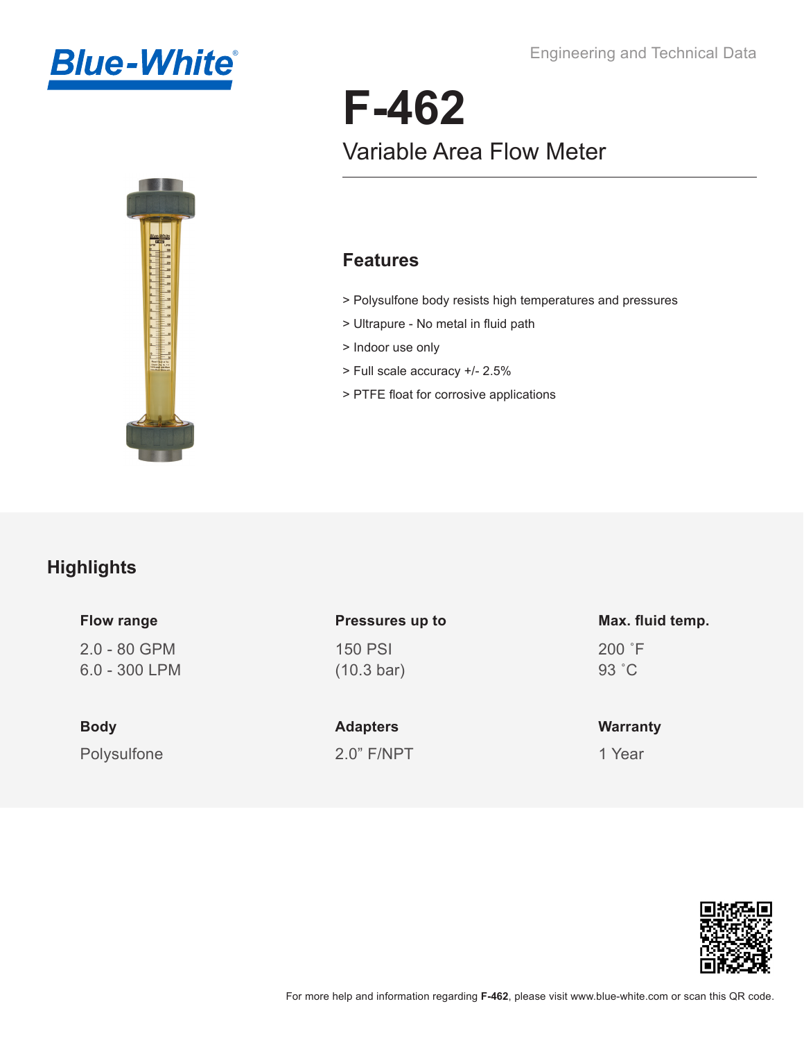Blue-White®

Engineering and Technical Data

# F-462

## Variable Area Flow Meter

### Features

- > Polysulfone body resists high temperatures and pressures
- > Ultrapure - No metal in fluid path
- > Indoor use only
- > Full scale accuracy +/- 2.5%
- > PTFE float for corrosive applications

## Highlights

**Flow range**

2.0 - 80 GPM
6.0 - 300 LPM

**Pressures up to**

150 PSI
(10.3 bar)

**Max. fluid temp.**

200 ˚F
93 ˚C

**Body**

Polysulfone

**Adapters**

2.0” F/NPT

**Warranty**

1 Year

For more help and information regarding **F-462**, please visit www.blue-white.com or scan this QR code.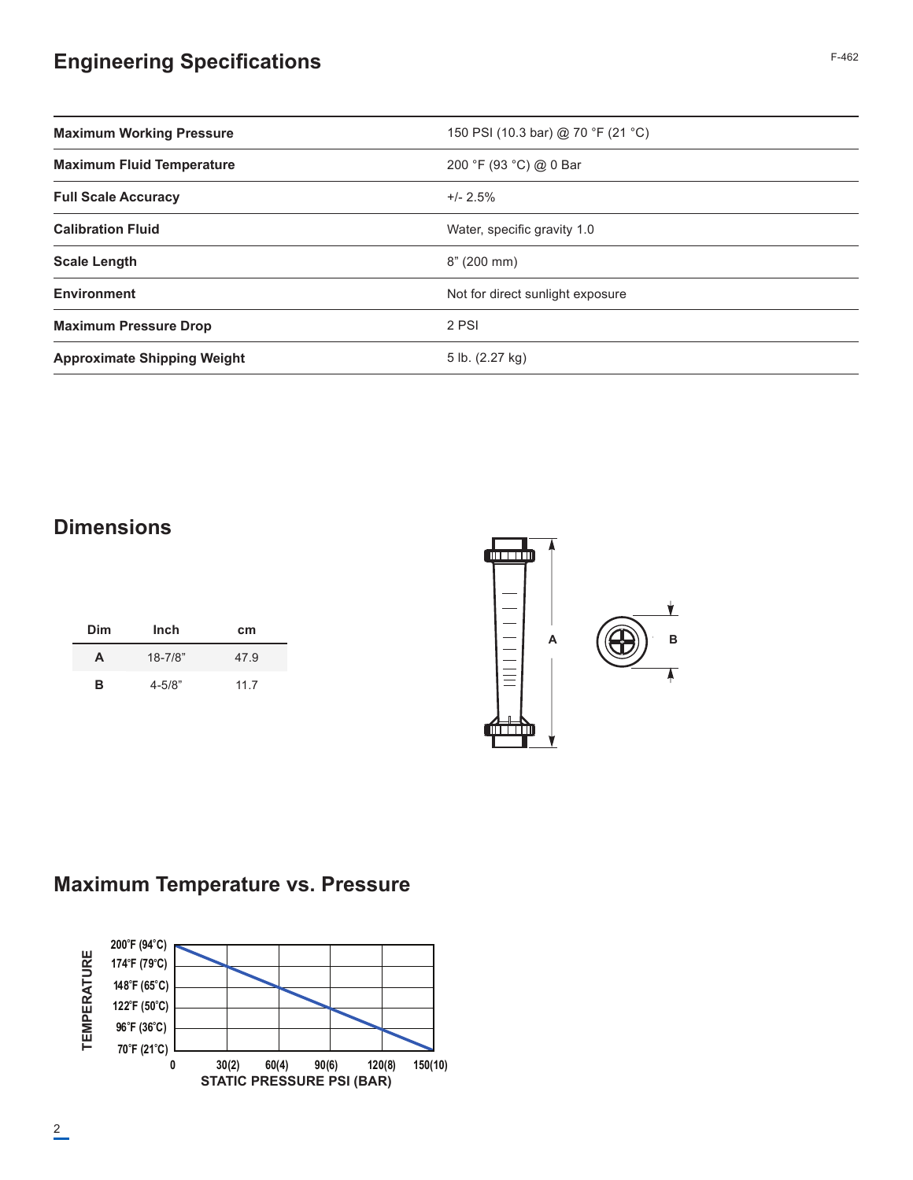# Engineering Specifications

| | |
|---|---|
| **Maximum Working Pressure** | 150 PSI (10.3 bar) @ 70 °F (21 °C) |
| **Maximum Fluid Temperature** | 200 °F (93 °C) @ 0 Bar |
| **Full Scale Accuracy** | +/- 2.5% |
| **Calibration Fluid** | Water, specific gravity 1.0 |
| **Scale Length** | 8" (200 mm) |
| **Environment** | Not for direct sunlight exposure |
| **Maximum Pressure Drop** | 2 PSI |
| **Approximate Shipping Weight** | 5 lb. (2.27 kg) |

# Dimensions

| Dim | Inch | cm |
|---|---|---|
| **A** | 18-7/8" | 47.9 |
| **B** | 4-5/8" | 11.7 |

# Maximum Temperature vs. Pressure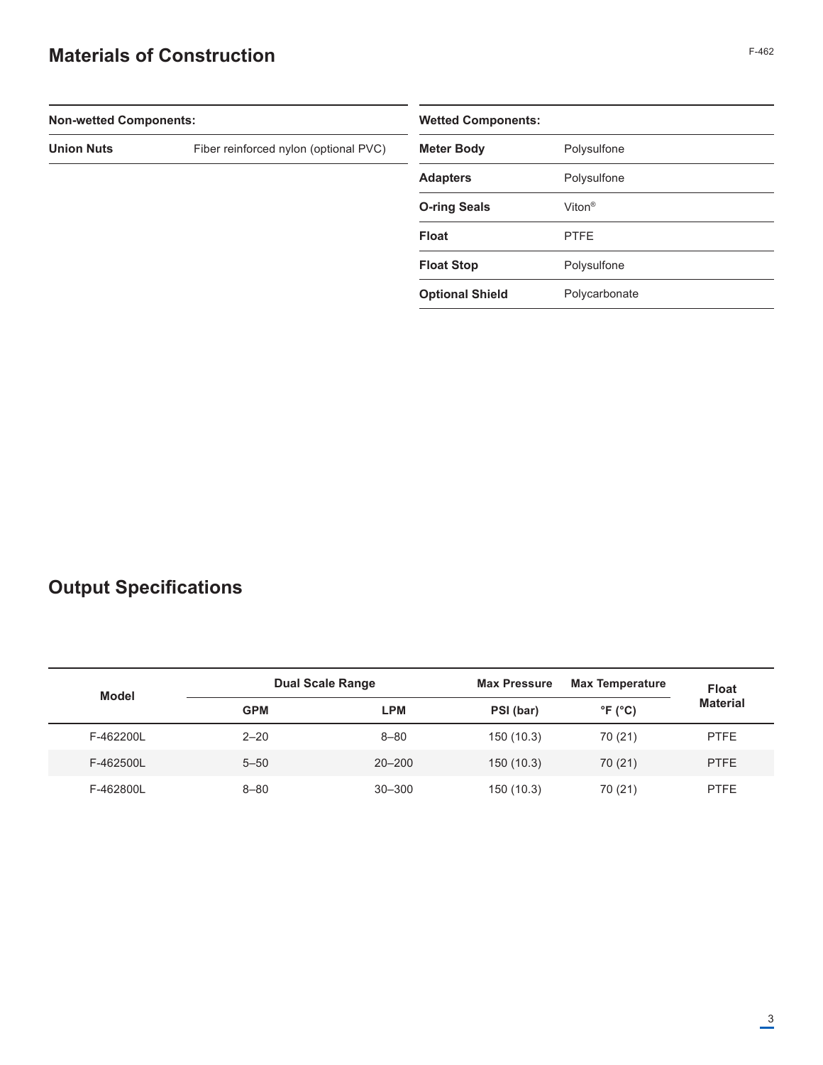## Materials of Construction

| Non-wetted Components: | |
|---|---|
| **Union Nuts** | Fiber reinforced nylon (optional PVC) |

| Wetted Components: | |
|---|---|
| **Meter Body** | Polysulfone |
| **Adapters** | Polysulfone |
| **O-ring Seals** | Viton® |
| **Float** | PTFE |
| **Float Stop** | Polysulfone |
| **Optional Shield** | Polycarbonate |

## Output Specifications

| Model | Dual Scale Range | | Max Pressure | Max Temperature | Float Material |
|---|---|---|---|---|---|
| | GPM | LPM | PSI (bar) | °F (°C) | |
| F-462200L | 2–20 | 8–80 | 150 (10.3) | 70 (21) | PTFE |
| F-462500L | 5–50 | 20–200 | 150 (10.3) | 70 (21) | PTFE |
| F-462800L | 8–80 | 30–300 | 150 (10.3) | 70 (21) | PTFE |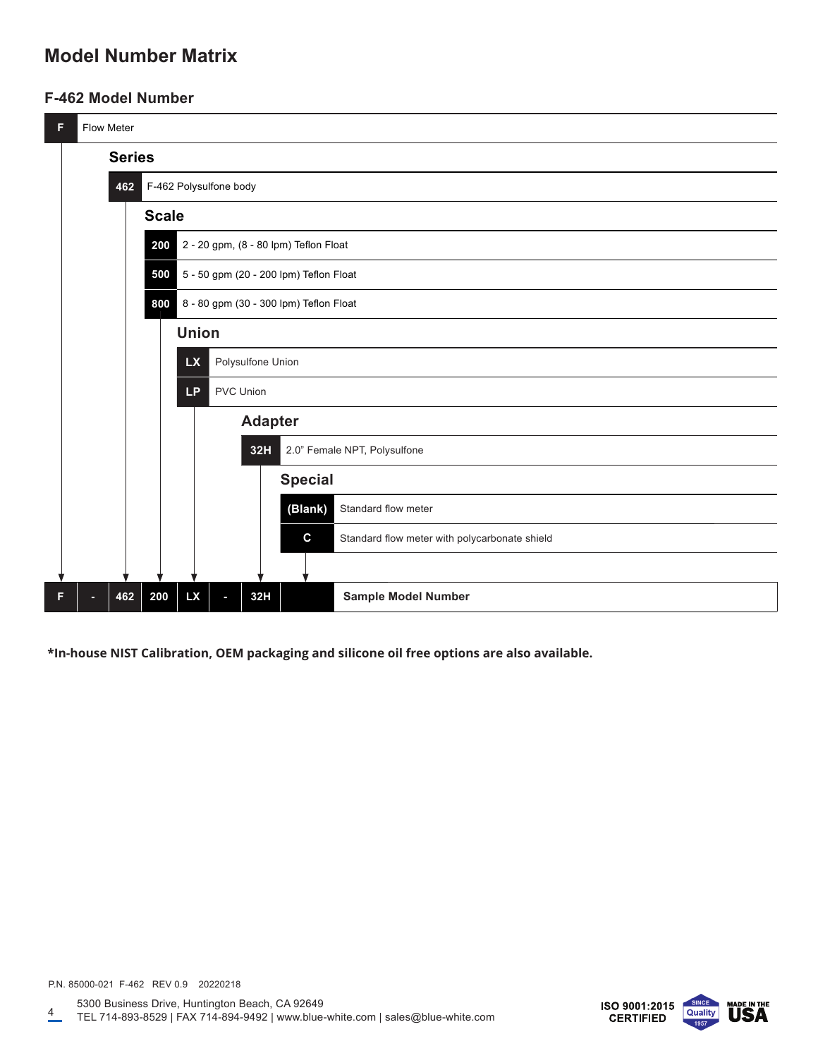# Model Number Matrix

## F-462 Model Number

| Code | Description |
|---|---|
| **F** | Flow Meter |

### Series

| Code | Description |
|---|---|
| **462** | F-462 Polysulfone body |

### Scale

| Code | Description |
|---|---|
| **200** | 2 - 20 gpm, (8 - 80 lpm) Teflon Float |
| **500** | 5 - 50 gpm (20 - 200 lpm) Teflon Float |
| **800** | 8 - 80 gpm (30 - 300 lpm) Teflon Float |

### Union

| Code | Description |
|---|---|
| **LX** | Polysulfone Union |
| **LP** | PVC Union |

### Adapter

| Code | Description |
|---|---|
| **32H** | 2.0" Female NPT, Polysulfone |

### Special

| Code | Description |
|---|---|
| **(Blank)** | Standard flow meter |
| **C** | Standard flow meter with polycarbonate shield |

| F | - | 462 | 200 | LX | - | 32H | | Sample Model Number |
|---|---|---|---|---|---|---|---|---|

**\*In-house NIST Calibration, OEM packaging and silicone oil free options are also available.**

P.N. 85000-021 F-462 REV 0.9 20220218

5300 Business Drive, Huntington Beach, CA 92649
TEL 714-893-8529 | FAX 714-894-9492 | www.blue-white.com | sales@blue-white.com

ISO 9001:2015 CERTIFIED

SINCE Quality 1957

MADE IN THE USA